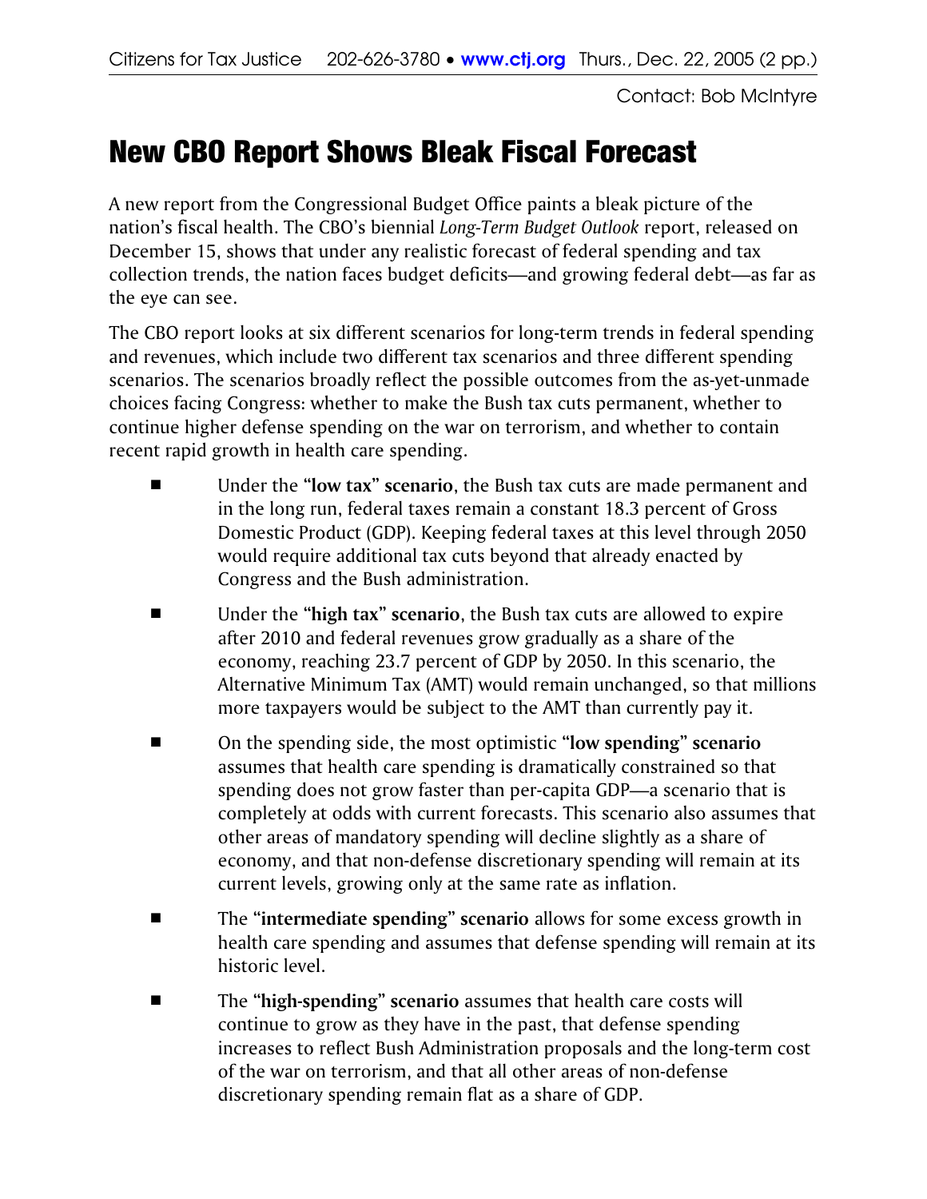Citizens for Tax Justice 202-626-3780 • www.ctj.org Thurs., Dec. 22, 2005 (2 pp.)

Contact: Bob McIntyre

# New CBO Report Shows Bleak Fiscal Forecast

A new report from the Congressional Budget Office paints a bleak picture of the nation's fiscal health. The CBO's biennial *Long-Term Budget Outlook* report, released on December 15, shows that under any realistic forecast of federal spending and tax collection trends, the nation faces budget deficits—and growing federal debt—as far as the eye can see.

The CBO report looks at six different scenarios for long-term trends in federal spending and revenues, which include two different tax scenarios and three different spending scenarios. The scenarios broadly reflect the possible outcomes from the as-yet-unmade choices facing Congress: whether to make the Bush tax cuts permanent, whether to continue higher defense spending on the war on terrorism, and whether to contain recent rapid growth in health care spending.

- Under the "**low tax" scenario**, the Bush tax cuts are made permanent and in the long run, federal taxes remain a constant 18.3 percent of Gross Domestic Product (GDP). Keeping federal taxes at this level through 2050 would require additional tax cuts beyond that already enacted by Congress and the Bush administration.
- Under the "**high tax" scenario**, the Bush tax cuts are allowed to expire after 2010 and federal revenues grow gradually as a share of the economy, reaching 23.7 percent of GDP by 2050. In this scenario, the Alternative Minimum Tax (AMT) would remain unchanged, so that millions more taxpayers would be subject to the AMT than currently pay it.
- On the spending side, the most optimistic "**low spending" scenario** assumes that health care spending is dramatically constrained so that spending does not grow faster than per-capita GDP—a scenario that is completely at odds with current forecasts. This scenario also assumes that other areas of mandatory spending will decline slightly as a share of economy, and that non-defense discretionary spending will remain at its current levels, growing only at the same rate as inflation.
- The "**intermediate spending" scenario** allows for some excess growth in health care spending and assumes that defense spending will remain at its historic level.
- The "**high-spending" scenario** assumes that health care costs will continue to grow as they have in the past, that defense spending increases to reflect Bush Administration proposals and the long-term cost of the war on terrorism, and that all other areas of non-defense discretionary spending remain flat as a share of GDP.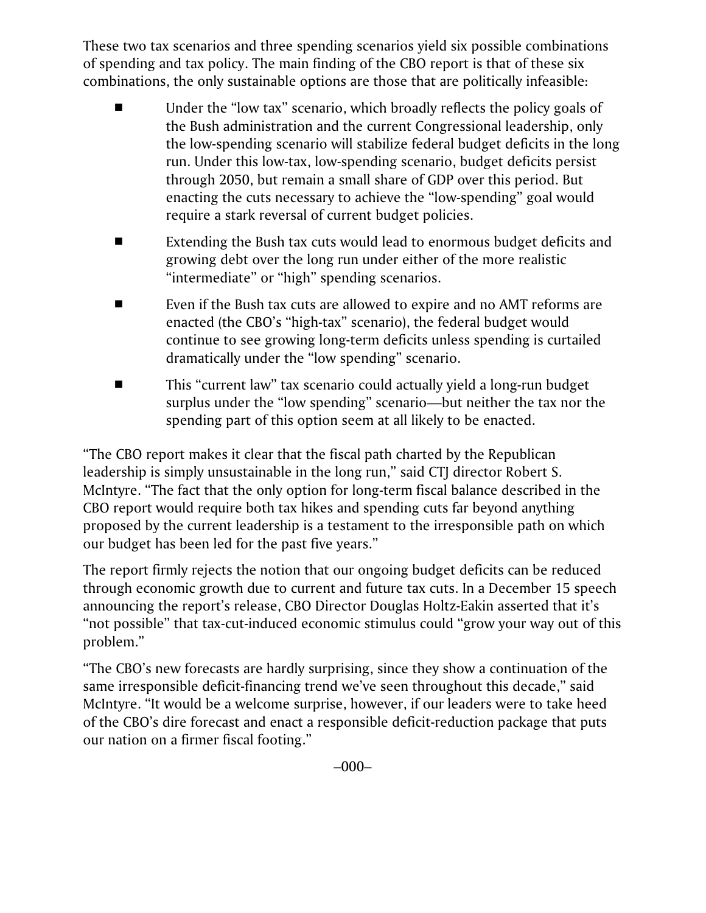These two tax scenarios and three spending scenarios yield six possible combinations of spending and tax policy. The main finding of the CBO report is that of these six combinations, the only sustainable options are those that are politically infeasible:

- Under the "low tax" scenario, which broadly reflects the policy goals of the Bush administration and the current Congressional leadership, only the low-spending scenario will stabilize federal budget deficits in the long run. Under this low-tax, low-spending scenario, budget deficits persist through 2050, but remain a small share of GDP over this period. But enacting the cuts necessary to achieve the "low-spending" goal would require a stark reversal of current budget policies.
- Extending the Bush tax cuts would lead to enormous budget deficits and growing debt over the long run under either of the more realistic "intermediate" or "high" spending scenarios.
- Even if the Bush tax cuts are allowed to expire and no AMT reforms are enacted (the CBO's "high-tax" scenario), the federal budget would continue to see growing long-term deficits unless spending is curtailed dramatically under the "low spending" scenario.
- This "current law" tax scenario could actually yield a long-run budget surplus under the "low spending" scenario—but neither the tax nor the spending part of this option seem at all likely to be enacted.

"The CBO report makes it clear that the fiscal path charted by the Republican leadership is simply unsustainable in the long run," said CTJ director Robert S. McIntyre. "The fact that the only option for long-term fiscal balance described in the CBO report would require both tax hikes and spending cuts far beyond anything proposed by the current leadership is a testament to the irresponsible path on which our budget has been led for the past five years."

The report firmly rejects the notion that our ongoing budget deficits can be reduced through economic growth due to current and future tax cuts. In a December 15 speech announcing the report's release, CBO Director Douglas Holtz-Eakin asserted that it's "not possible" that tax-cut-induced economic stimulus could "grow your way out of this problem."

"The CBO's new forecasts are hardly surprising, since they show a continuation of the same irresponsible deficit-financing trend we've seen throughout this decade," said McIntyre. "It would be a welcome surprise, however, if our leaders were to take heed of the CBO's dire forecast and enact a responsible deficit-reduction package that puts our nation on a firmer fiscal footing."

–000–